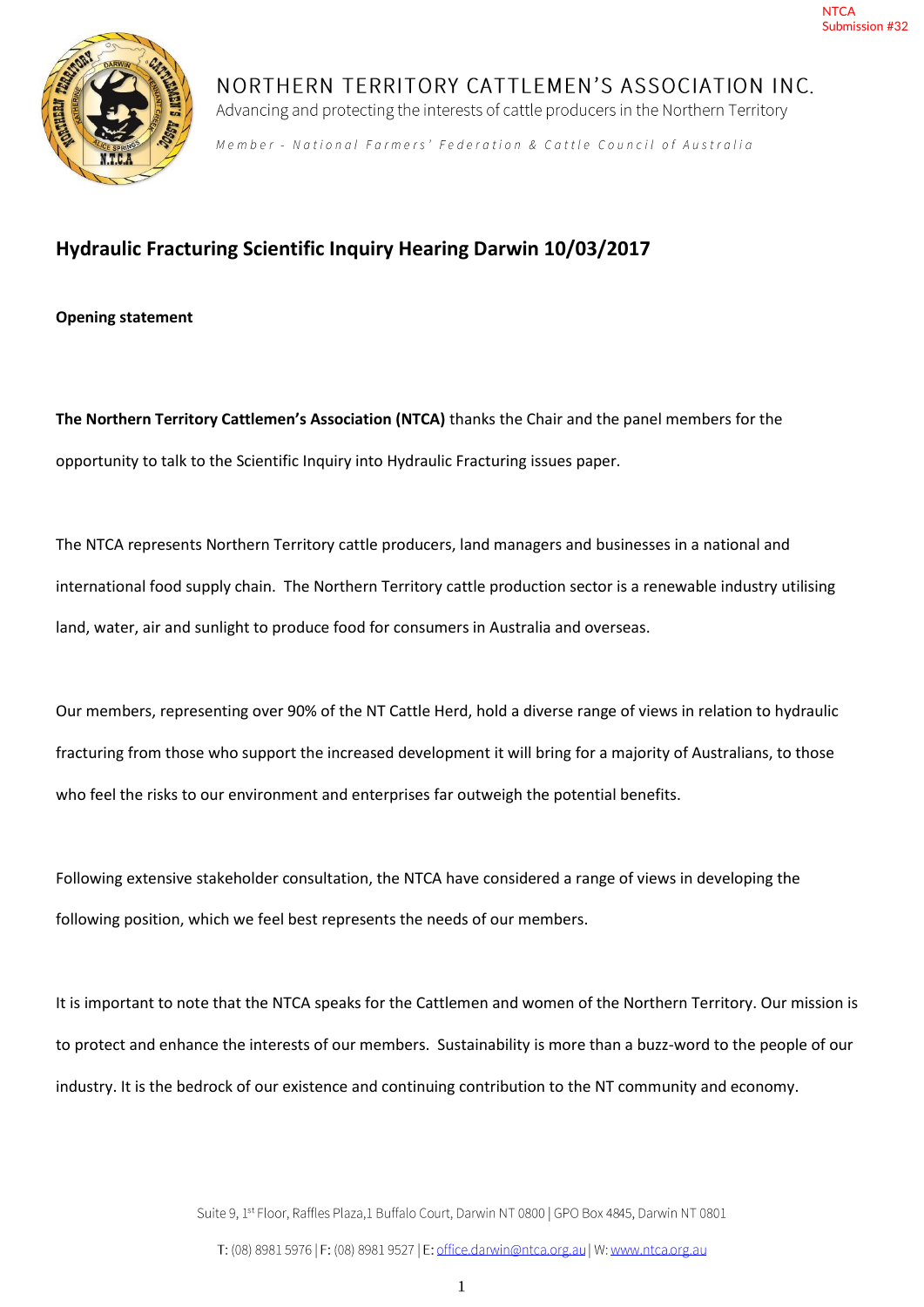NTCA
Submission #32

# NORTHERN TERRITORY CATTLEMEN'S ASSOCIATION INC.

Advancing and protecting the interests of cattle producers in the Northern Territory

*Member - National Farmers' Federation & Cattle Council of Australia*

## Hydraulic Fracturing Scientific Inquiry Hearing Darwin 10/03/2017

**Opening statement**

**The Northern Territory Cattlemen's Association (NTCA)** thanks the Chair and the panel members for the opportunity to talk to the Scientific Inquiry into Hydraulic Fracturing issues paper.

The NTCA represents Northern Territory cattle producers, land managers and businesses in a national and international food supply chain. The Northern Territory cattle production sector is a renewable industry utilising land, water, air and sunlight to produce food for consumers in Australia and overseas.

Our members, representing over 90% of the NT Cattle Herd, hold a diverse range of views in relation to hydraulic fracturing from those who support the increased development it will bring for a majority of Australians, to those who feel the risks to our environment and enterprises far outweigh the potential benefits.

Following extensive stakeholder consultation, the NTCA have considered a range of views in developing the following position, which we feel best represents the needs of our members.

It is important to note that the NTCA speaks for the Cattlemen and women of the Northern Territory. Our mission is to protect and enhance the interests of our members. Sustainability is more than a buzz-word to the people of our industry. It is the bedrock of our existence and continuing contribution to the NT community and economy.

Suite 9, 1st Floor, Raffles Plaza,1 Buffalo Court, Darwin NT 0800 | GPO Box 4845, Darwin NT 0801

T: (08) 8981 5976 | F: (08) 8981 9527 | E: office.darwin@ntca.org.au | W: www.ntca.org.au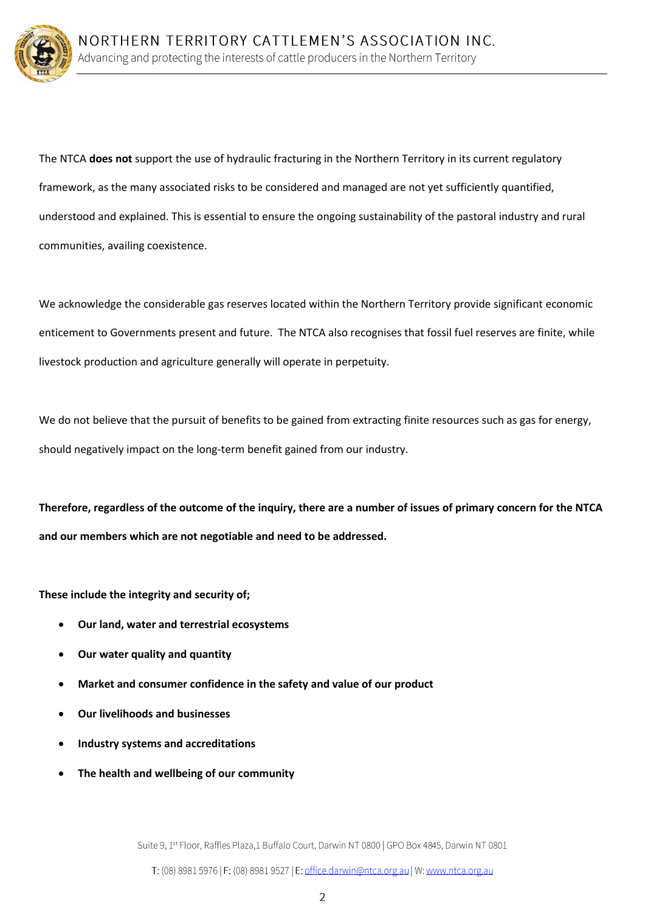The NTCA **does not** support the use of hydraulic fracturing in the Northern Territory in its current regulatory framework, as the many associated risks to be considered and managed are not yet sufficiently quantified, understood and explained. This is essential to ensure the ongoing sustainability of the pastoral industry and rural communities, availing coexistence.

We acknowledge the considerable gas reserves located within the Northern Territory provide significant economic enticement to Governments present and future. The NTCA also recognises that fossil fuel reserves are finite, while livestock production and agriculture generally will operate in perpetuity.

We do not believe that the pursuit of benefits to be gained from extracting finite resources such as gas for energy, should negatively impact on the long-term benefit gained from our industry.

**Therefore, regardless of the outcome of the inquiry, there are a number of issues of primary concern for the NTCA and our members which are not negotiable and need to be addressed.**

**These include the integrity and security of;**

- **Our land, water and terrestrial ecosystems**
- **Our water quality and quantity**
- **Market and consumer confidence in the safety and value of our product**
- **Our livelihoods and businesses**
- **Industry systems and accreditations**
- **The health and wellbeing of our community**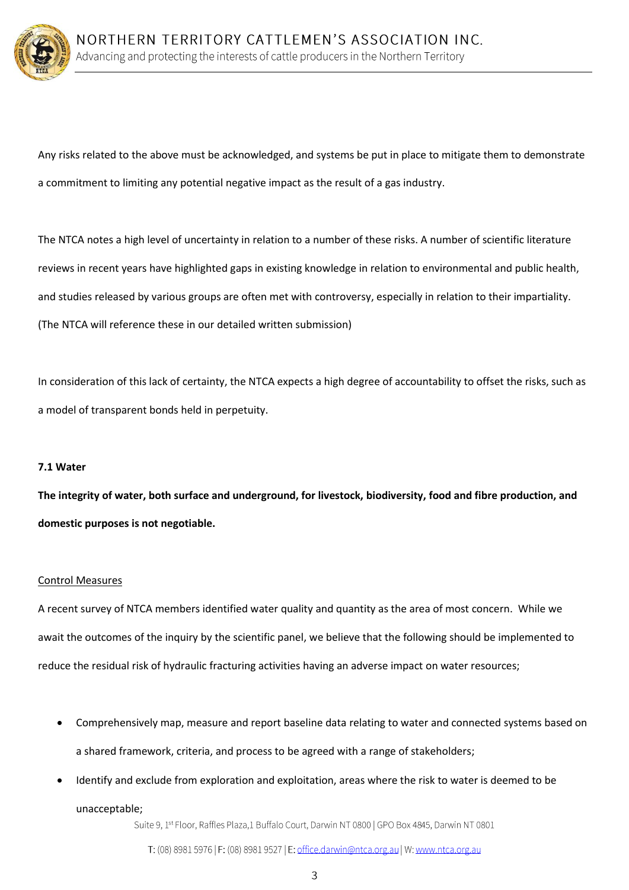Any risks related to the above must be acknowledged, and systems be put in place to mitigate them to demonstrate a commitment to limiting any potential negative impact as the result of a gas industry.

The NTCA notes a high level of uncertainty in relation to a number of these risks. A number of scientific literature reviews in recent years have highlighted gaps in existing knowledge in relation to environmental and public health, and studies released by various groups are often met with controversy, especially in relation to their impartiality. (The NTCA will reference these in our detailed written submission)

In consideration of this lack of certainty, the NTCA expects a high degree of accountability to offset the risks, such as a model of transparent bonds held in perpetuity.

**7.1 Water**

**The integrity of water, both surface and underground, for livestock, biodiversity, food and fibre production, and domestic purposes is not negotiable.**

<u>Control Measures</u>

A recent survey of NTCA members identified water quality and quantity as the area of most concern. While we await the outcomes of the inquiry by the scientific panel, we believe that the following should be implemented to reduce the residual risk of hydraulic fracturing activities having an adverse impact on water resources;

- Comprehensively map, measure and report baseline data relating to water and connected systems based on a shared framework, criteria, and process to be agreed with a range of stakeholders;
- Identify and exclude from exploration and exploitation, areas where the risk to water is deemed to be unacceptable;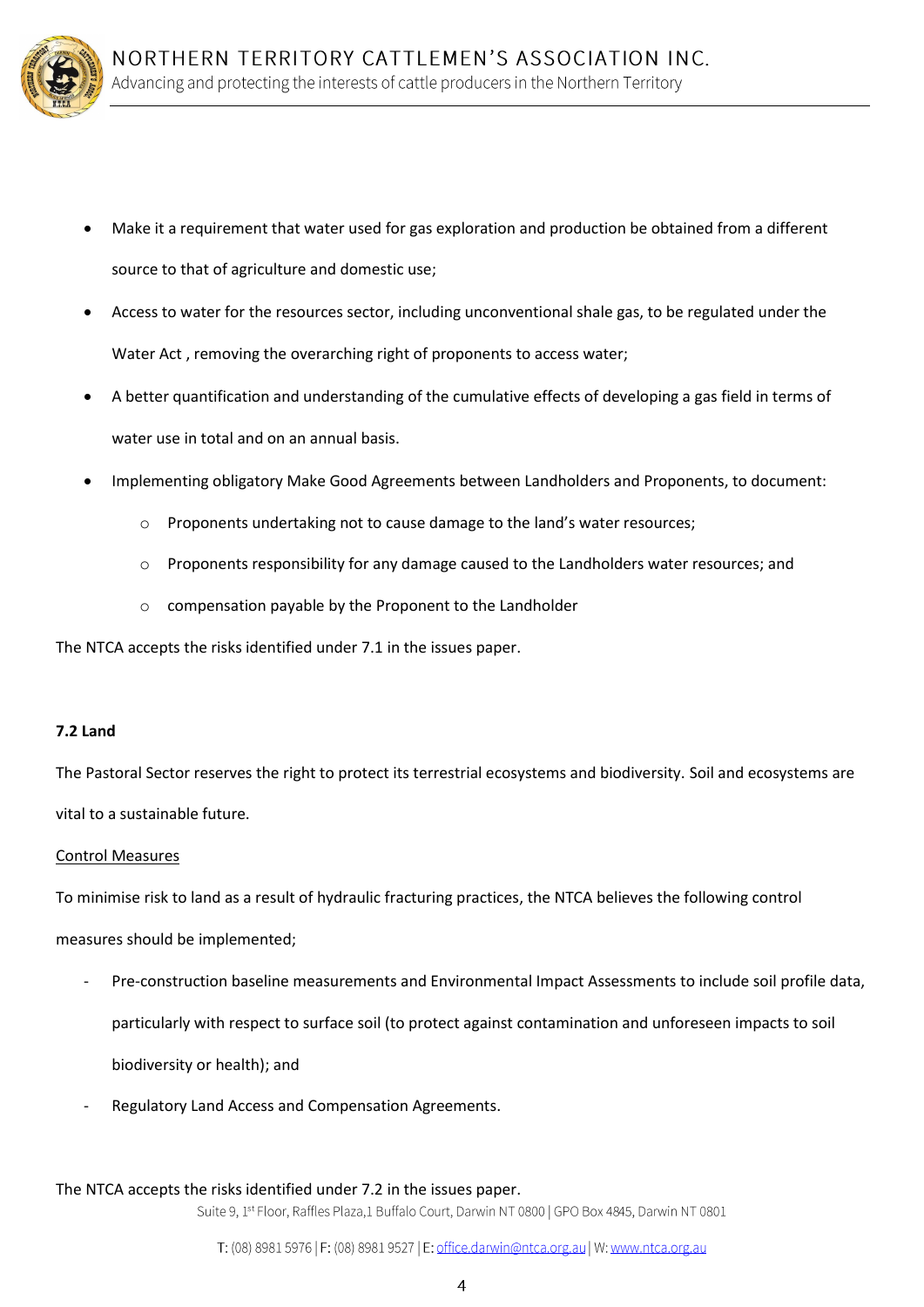- Make it a requirement that water used for gas exploration and production be obtained from a different source to that of agriculture and domestic use;
- Access to water for the resources sector, including unconventional shale gas, to be regulated under the Water Act , removing the overarching right of proponents to access water;
- A better quantification and understanding of the cumulative effects of developing a gas field in terms of water use in total and on an annual basis.
- Implementing obligatory Make Good Agreements between Landholders and Proponents, to document:
    - Proponents undertaking not to cause damage to the land's water resources;
    - Proponents responsibility for any damage caused to the Landholders water resources; and
    - compensation payable by the Proponent to the Landholder

The NTCA accepts the risks identified under 7.1 in the issues paper.

**7.2 Land**

The Pastoral Sector reserves the right to protect its terrestrial ecosystems and biodiversity. Soil and ecosystems are vital to a sustainable future.

Control Measures

To minimise risk to land as a result of hydraulic fracturing practices, the NTCA believes the following control measures should be implemented;

- Pre-construction baseline measurements and Environmental Impact Assessments to include soil profile data, particularly with respect to surface soil (to protect against contamination and unforeseen impacts to soil biodiversity or health); and
- Regulatory Land Access and Compensation Agreements.

The NTCA accepts the risks identified under 7.2 in the issues paper.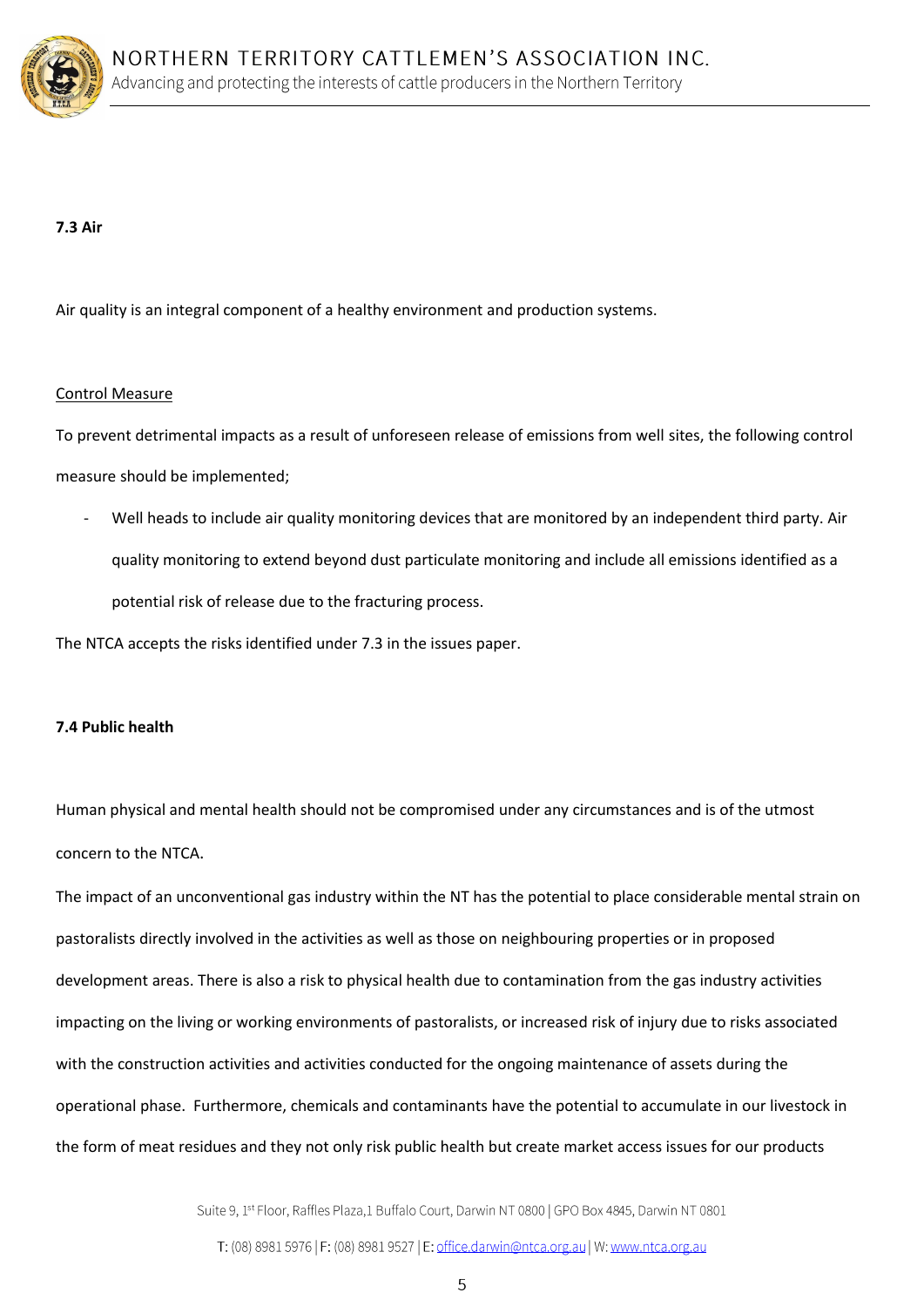**7.3 Air**

Air quality is an integral component of a healthy environment and production systems.

Control Measure

To prevent detrimental impacts as a result of unforeseen release of emissions from well sites, the following control measure should be implemented;

- Well heads to include air quality monitoring devices that are monitored by an independent third party. Air quality monitoring to extend beyond dust particulate monitoring and include all emissions identified as a potential risk of release due to the fracturing process.

The NTCA accepts the risks identified under 7.3 in the issues paper.

**7.4 Public health**

Human physical and mental health should not be compromised under any circumstances and is of the utmost concern to the NTCA.

The impact of an unconventional gas industry within the NT has the potential to place considerable mental strain on pastoralists directly involved in the activities as well as those on neighbouring properties or in proposed development areas. There is also a risk to physical health due to contamination from the gas industry activities impacting on the living or working environments of pastoralists, or increased risk of injury due to risks associated with the construction activities and activities conducted for the ongoing maintenance of assets during the operational phase. Furthermore, chemicals and contaminants have the potential to accumulate in our livestock in the form of meat residues and they not only risk public health but create market access issues for our products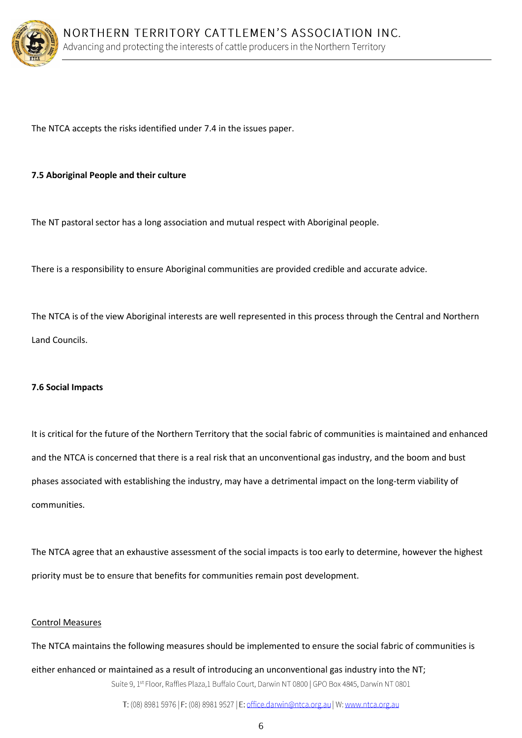The NTCA accepts the risks identified under 7.4 in the issues paper.

**7.5 Aboriginal People and their culture**

The NT pastoral sector has a long association and mutual respect with Aboriginal people.

There is a responsibility to ensure Aboriginal communities are provided credible and accurate advice.

The NTCA is of the view Aboriginal interests are well represented in this process through the Central and Northern Land Councils.

**7.6 Social Impacts**

It is critical for the future of the Northern Territory that the social fabric of communities is maintained and enhanced and the NTCA is concerned that there is a real risk that an unconventional gas industry, and the boom and bust phases associated with establishing the industry, may have a detrimental impact on the long-term viability of communities.

The NTCA agree that an exhaustive assessment of the social impacts is too early to determine, however the highest priority must be to ensure that benefits for communities remain post development.

<u>Control Measures</u>

The NTCA maintains the following measures should be implemented to ensure the social fabric of communities is either enhanced or maintained as a result of introducing an unconventional gas industry into the NT;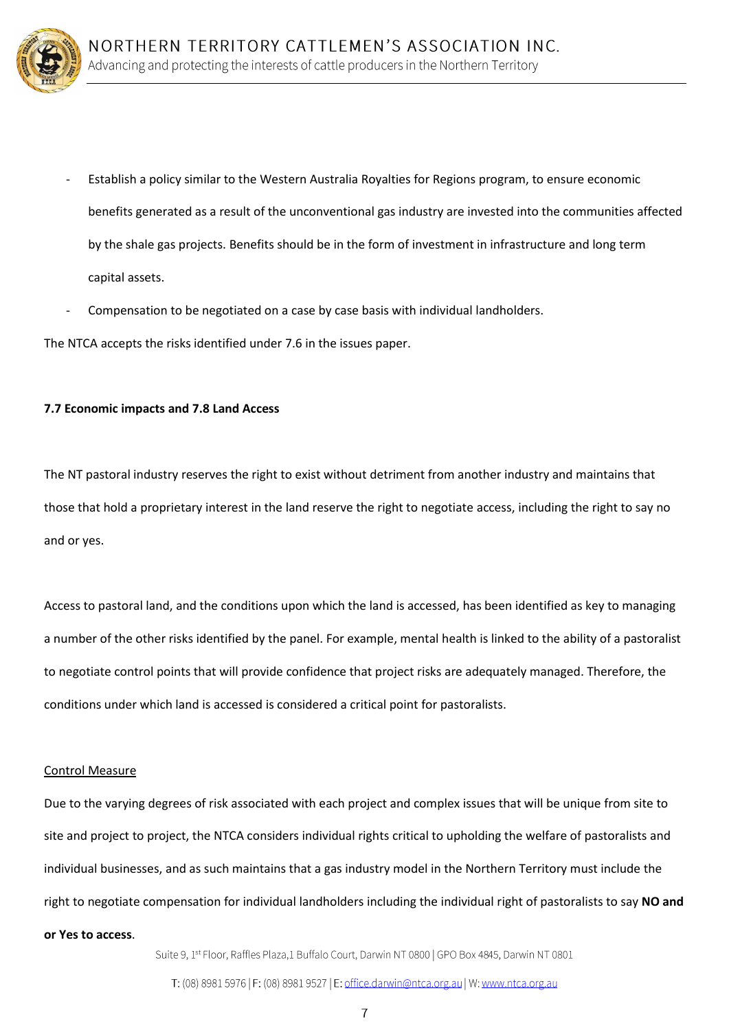- Establish a policy similar to the Western Australia Royalties for Regions program, to ensure economic benefits generated as a result of the unconventional gas industry are invested into the communities affected by the shale gas projects. Benefits should be in the form of investment in infrastructure and long term capital assets.
- Compensation to be negotiated on a case by case basis with individual landholders.

The NTCA accepts the risks identified under 7.6 in the issues paper.

**7.7 Economic impacts and 7.8 Land Access**

The NT pastoral industry reserves the right to exist without detriment from another industry and maintains that those that hold a proprietary interest in the land reserve the right to negotiate access, including the right to say no and or yes.

Access to pastoral land, and the conditions upon which the land is accessed, has been identified as key to managing a number of the other risks identified by the panel. For example, mental health is linked to the ability of a pastoralist to negotiate control points that will provide confidence that project risks are adequately managed. Therefore, the conditions under which land is accessed is considered a critical point for pastoralists.

<u>Control Measure</u>

Due to the varying degrees of risk associated with each project and complex issues that will be unique from site to site and project to project, the NTCA considers individual rights critical to upholding the welfare of pastoralists and individual businesses, and as such maintains that a gas industry model in the Northern Territory must include the right to negotiate compensation for individual landholders including the individual right of pastoralists to say **NO and or Yes to access**.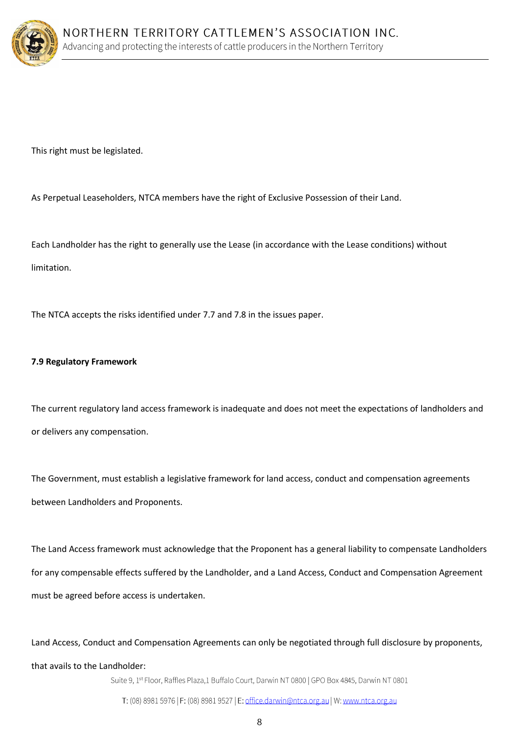This right must be legislated.

As Perpetual Leaseholders, NTCA members have the right of Exclusive Possession of their Land.

Each Landholder has the right to generally use the Lease (in accordance with the Lease conditions) without limitation.

The NTCA accepts the risks identified under 7.7 and 7.8 in the issues paper.

**7.9 Regulatory Framework**

The current regulatory land access framework is inadequate and does not meet the expectations of landholders and or delivers any compensation.

The Government, must establish a legislative framework for land access, conduct and compensation agreements between Landholders and Proponents.

The Land Access framework must acknowledge that the Proponent has a general liability to compensate Landholders for any compensable effects suffered by the Landholder, and a Land Access, Conduct and Compensation Agreement must be agreed before access is undertaken.

Land Access, Conduct and Compensation Agreements can only be negotiated through full disclosure by proponents, that avails to the Landholder: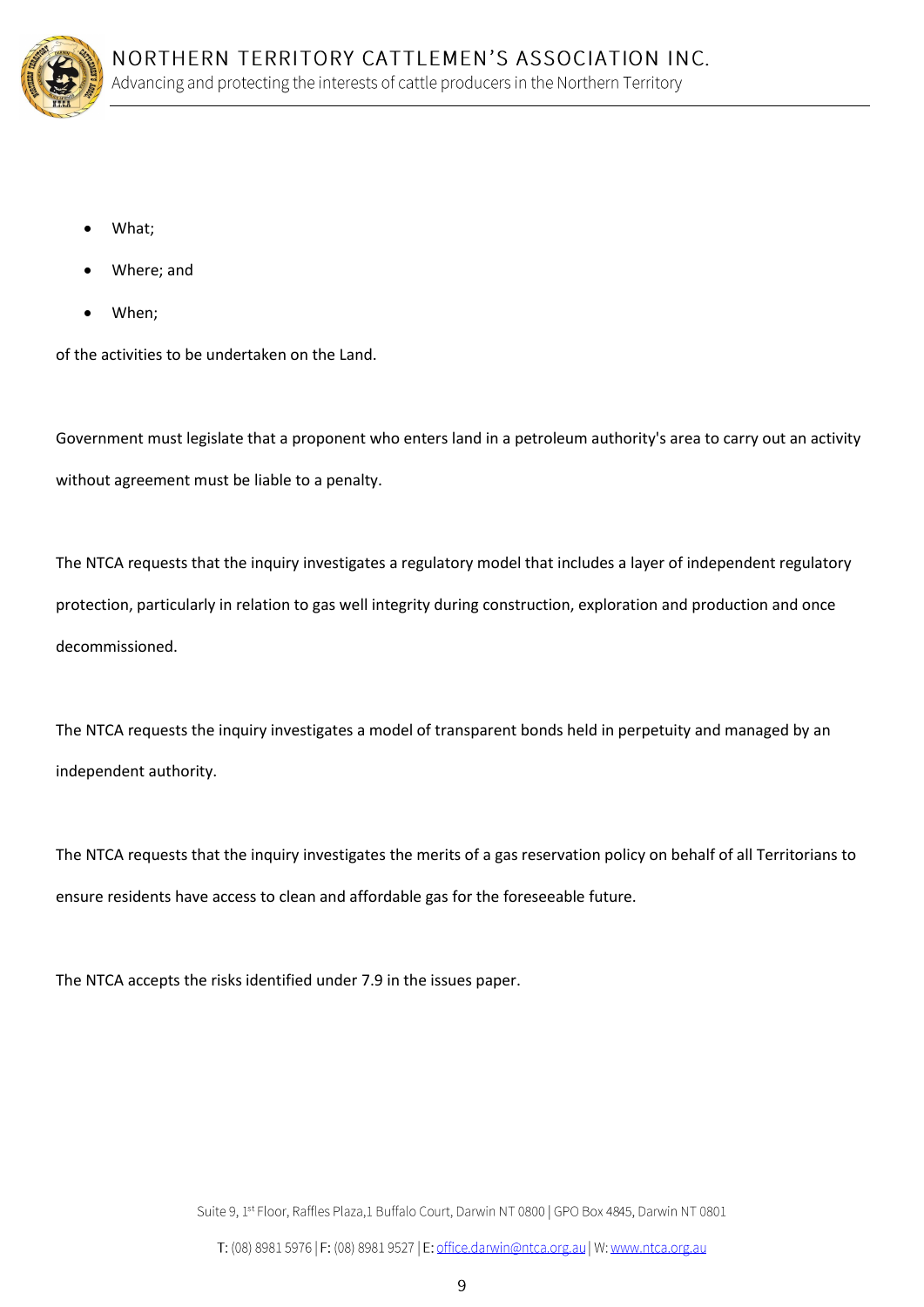- What;
- Where; and
- When;

of the activities to be undertaken on the Land.

Government must legislate that a proponent who enters land in a petroleum authority's area to carry out an activity without agreement must be liable to a penalty.

The NTCA requests that the inquiry investigates a regulatory model that includes a layer of independent regulatory protection, particularly in relation to gas well integrity during construction, exploration and production and once decommissioned.

The NTCA requests the inquiry investigates a model of transparent bonds held in perpetuity and managed by an independent authority.

The NTCA requests that the inquiry investigates the merits of a gas reservation policy on behalf of all Territorians to ensure residents have access to clean and affordable gas for the foreseeable future.

The NTCA accepts the risks identified under 7.9 in the issues paper.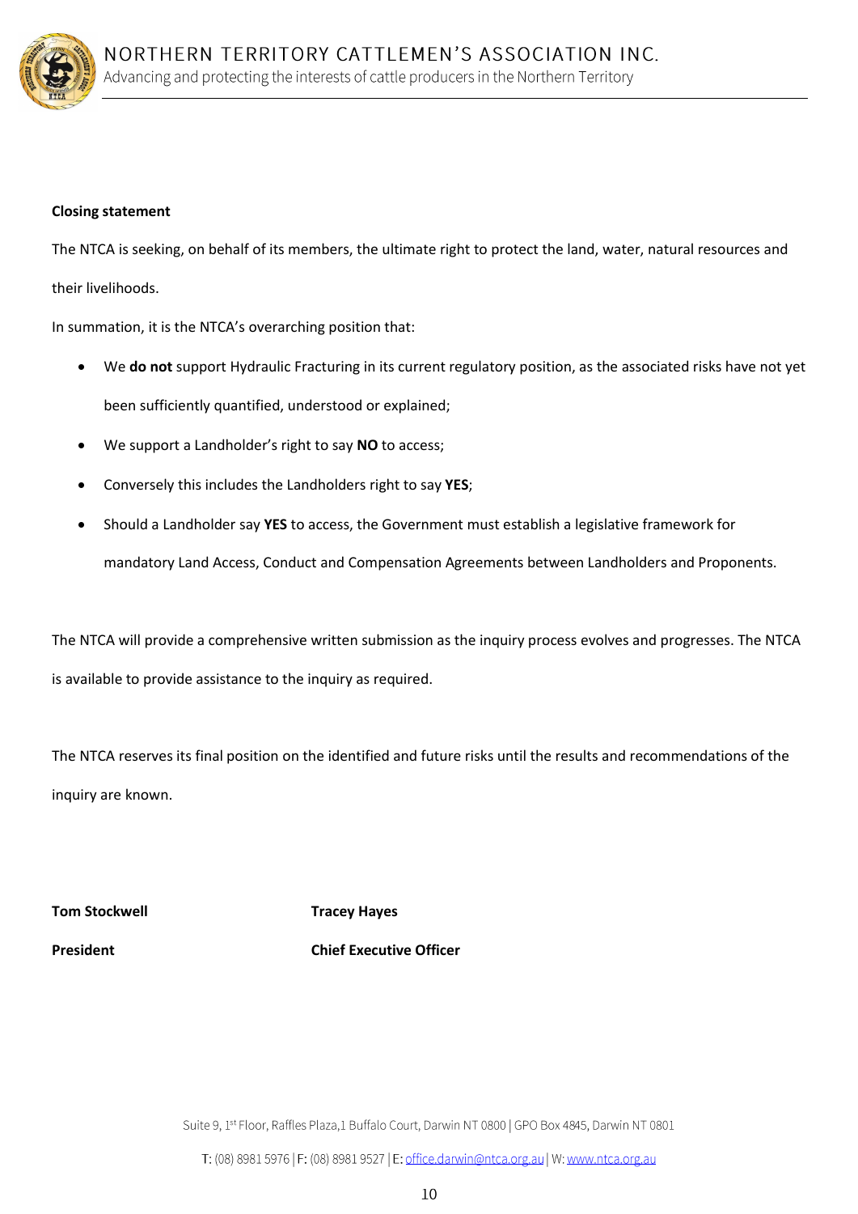**Closing statement**

The NTCA is seeking, on behalf of its members, the ultimate right to protect the land, water, natural resources and their livelihoods.

In summation, it is the NTCA's overarching position that:

- We **do not** support Hydraulic Fracturing in its current regulatory position, as the associated risks have not yet been sufficiently quantified, understood or explained;
- We support a Landholder's right to say **NO** to access;
- Conversely this includes the Landholders right to say **YES**;
- Should a Landholder say **YES** to access, the Government must establish a legislative framework for mandatory Land Access, Conduct and Compensation Agreements between Landholders and Proponents.

The NTCA will provide a comprehensive written submission as the inquiry process evolves and progresses. The NTCA is available to provide assistance to the inquiry as required.

The NTCA reserves its final position on the identified and future risks until the results and recommendations of the inquiry are known.

| | |
|---|---|
| **Tom Stockwell** | **Tracey Hayes** |
| **President** | **Chief Executive Officer** |